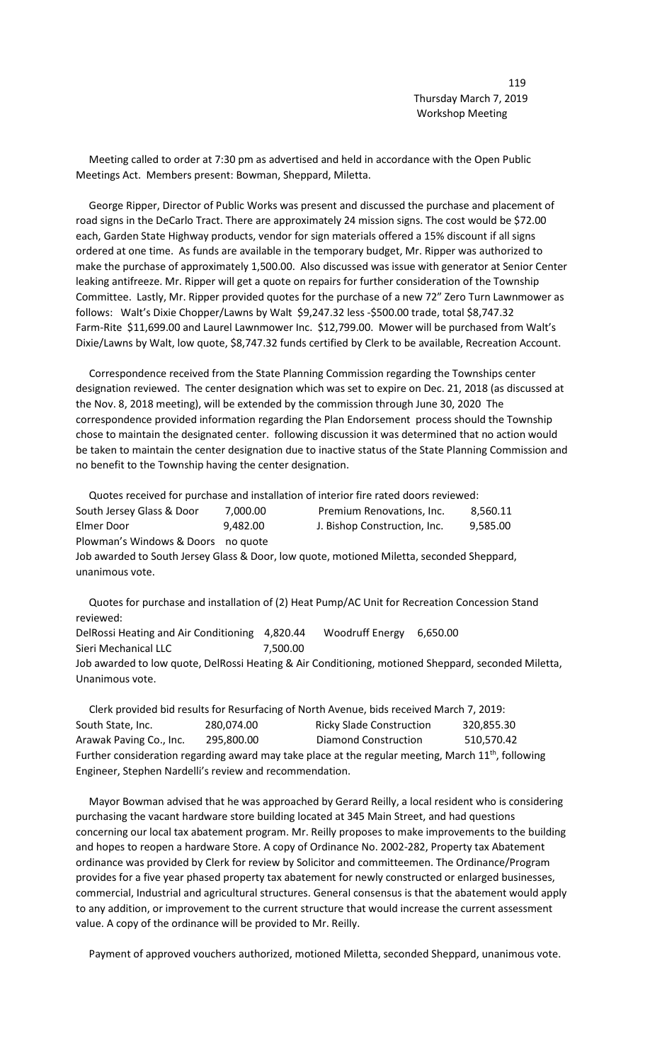Thursday March 7, 2019
Workshop Meeting

Meeting called to order at 7:30 pm as advertised and held in accordance with the Open Public Meetings Act. Members present: Bowman, Sheppard, Miletta.

George Ripper, Director of Public Works was present and discussed the purchase and placement of road signs in the DeCarlo Tract. There are approximately 24 mission signs. The cost would be $72.00 each, Garden State Highway products, vendor for sign materials offered a 15% discount if all signs ordered at one time. As funds are available in the temporary budget, Mr. Ripper was authorized to make the purchase of approximately 1,500.00. Also discussed was issue with generator at Senior Center leaking antifreeze. Mr. Ripper will get a quote on repairs for further consideration of the Township Committee. Lastly, Mr. Ripper provided quotes for the purchase of a new 72" Zero Turn Lawnmower as follows: Walt's Dixie Chopper/Lawns by Walt $9,247.32 less -$500.00 trade, total $8,747.32 Farm-Rite $11,699.00 and Laurel Lawnmower Inc. $12,799.00. Mower will be purchased from Walt's Dixie/Lawns by Walt, low quote, $8,747.32 funds certified by Clerk to be available, Recreation Account.

Correspondence received from the State Planning Commission regarding the Townships center designation reviewed. The center designation which was set to expire on Dec. 21, 2018 (as discussed at the Nov. 8, 2018 meeting), will be extended by the commission through June 30, 2020 The correspondence provided information regarding the Plan Endorsement process should the Township chose to maintain the designated center. following discussion it was determined that no action would be taken to maintain the center designation due to inactive status of the State Planning Commission and no benefit to the Township having the center designation.

Quotes received for purchase and installation of interior fire rated doors reviewed:

| | | | |
|---|---|---|---|
| South Jersey Glass & Door | 7,000.00 | Premium Renovations, Inc. | 8,560.11 |
| Elmer Door | 9,482.00 | J. Bishop Construction, Inc. | 9,585.00 |
| Plowman's Windows & Doors | no quote | | |

Job awarded to South Jersey Glass & Door, low quote, motioned Miletta, seconded Sheppard, unanimous vote.

Quotes for purchase and installation of (2) Heat Pump/AC Unit for Recreation Concession Stand reviewed:

| | | | |
|---|---|---|---|
| DelRossi Heating and Air Conditioning | 4,820.44 | Woodruff Energy | 6,650.00 |
| Sieri Mechanical LLC | 7,500.00 | | |

Job awarded to low quote, DelRossi Heating & Air Conditioning, motioned Sheppard, seconded Miletta, Unanimous vote.

Clerk provided bid results for Resurfacing of North Avenue, bids received March 7, 2019:

| | | | |
|---|---|---|---|
| South State, Inc. | 280,074.00 | Ricky Slade Construction | 320,855.30 |
| Arawak Paving Co., Inc. | 295,800.00 | Diamond Construction | 510,570.42 |

Further consideration regarding award may take place at the regular meeting, March 11th, following Engineer, Stephen Nardelli's review and recommendation.

Mayor Bowman advised that he was approached by Gerard Reilly, a local resident who is considering purchasing the vacant hardware store building located at 345 Main Street, and had questions concerning our local tax abatement program. Mr. Reilly proposes to make improvements to the building and hopes to reopen a hardware Store. A copy of Ordinance No. 2002-282, Property tax Abatement ordinance was provided by Clerk for review by Solicitor and committeemen. The Ordinance/Program provides for a five year phased property tax abatement for newly constructed or enlarged businesses, commercial, Industrial and agricultural structures. General consensus is that the abatement would apply to any addition, or improvement to the current structure that would increase the current assessment value. A copy of the ordinance will be provided to Mr. Reilly.

Payment of approved vouchers authorized, motioned Miletta, seconded Sheppard, unanimous vote.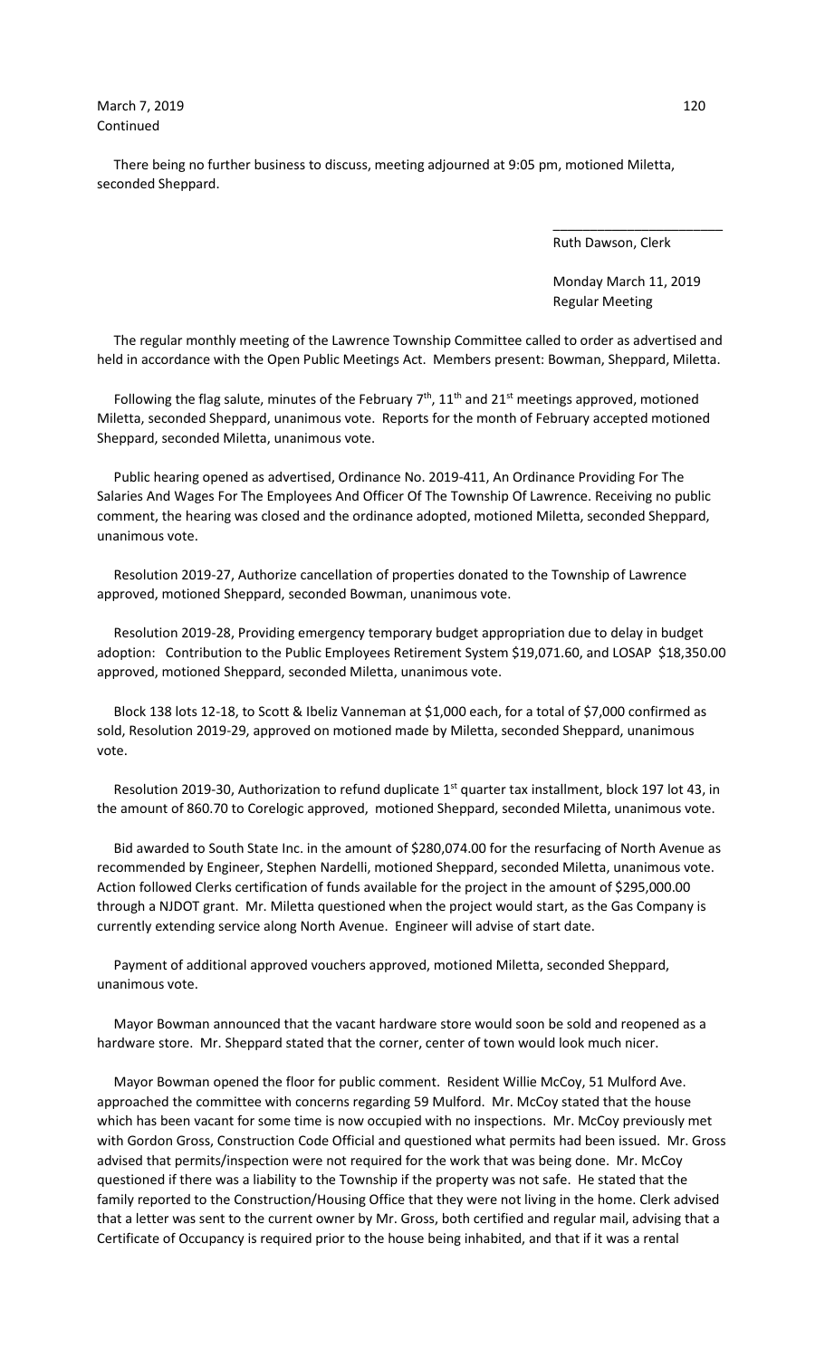March 7, 2019
Continued

There being no further business to discuss, meeting adjourned at 9:05 pm, motioned Miletta, seconded Sheppard.

\_\_\_\_\_\_\_\_\_\_\_\_\_\_\_\_\_\_\_\_\_\_\_

Ruth Dawson, Clerk

Monday March 11, 2019
Regular Meeting

The regular monthly meeting of the Lawrence Township Committee called to order as advertised and held in accordance with the Open Public Meetings Act. Members present: Bowman, Sheppard, Miletta.

Following the flag salute, minutes of the February 7th, 11th and 21st meetings approved, motioned Miletta, seconded Sheppard, unanimous vote. Reports for the month of February accepted motioned Sheppard, seconded Miletta, unanimous vote.

Public hearing opened as advertised, Ordinance No. 2019-411, An Ordinance Providing For The Salaries And Wages For The Employees And Officer Of The Township Of Lawrence. Receiving no public comment, the hearing was closed and the ordinance adopted, motioned Miletta, seconded Sheppard, unanimous vote.

Resolution 2019-27, Authorize cancellation of properties donated to the Township of Lawrence approved, motioned Sheppard, seconded Bowman, unanimous vote.

Resolution 2019-28, Providing emergency temporary budget appropriation due to delay in budget adoption: Contribution to the Public Employees Retirement System $19,071.60, and LOSAP $18,350.00 approved, motioned Sheppard, seconded Miletta, unanimous vote.

Block 138 lots 12-18, to Scott & Ibeliz Vanneman at $1,000 each, for a total of $7,000 confirmed as sold, Resolution 2019-29, approved on motioned made by Miletta, seconded Sheppard, unanimous vote.

Resolution 2019-30, Authorization to refund duplicate 1st quarter tax installment, block 197 lot 43, in the amount of 860.70 to Corelogic approved, motioned Sheppard, seconded Miletta, unanimous vote.

Bid awarded to South State Inc. in the amount of $280,074.00 for the resurfacing of North Avenue as recommended by Engineer, Stephen Nardelli, motioned Sheppard, seconded Miletta, unanimous vote. Action followed Clerks certification of funds available for the project in the amount of $295,000.00 through a NJDOT grant. Mr. Miletta questioned when the project would start, as the Gas Company is currently extending service along North Avenue. Engineer will advise of start date.

Payment of additional approved vouchers approved, motioned Miletta, seconded Sheppard, unanimous vote.

Mayor Bowman announced that the vacant hardware store would soon be sold and reopened as a hardware store. Mr. Sheppard stated that the corner, center of town would look much nicer.

Mayor Bowman opened the floor for public comment. Resident Willie McCoy, 51 Mulford Ave. approached the committee with concerns regarding 59 Mulford. Mr. McCoy stated that the house which has been vacant for some time is now occupied with no inspections. Mr. McCoy previously met with Gordon Gross, Construction Code Official and questioned what permits had been issued. Mr. Gross advised that permits/inspection were not required for the work that was being done. Mr. McCoy questioned if there was a liability to the Township if the property was not safe. He stated that the family reported to the Construction/Housing Office that they were not living in the home. Clerk advised that a letter was sent to the current owner by Mr. Gross, both certified and regular mail, advising that a Certificate of Occupancy is required prior to the house being inhabited, and that if it was a rental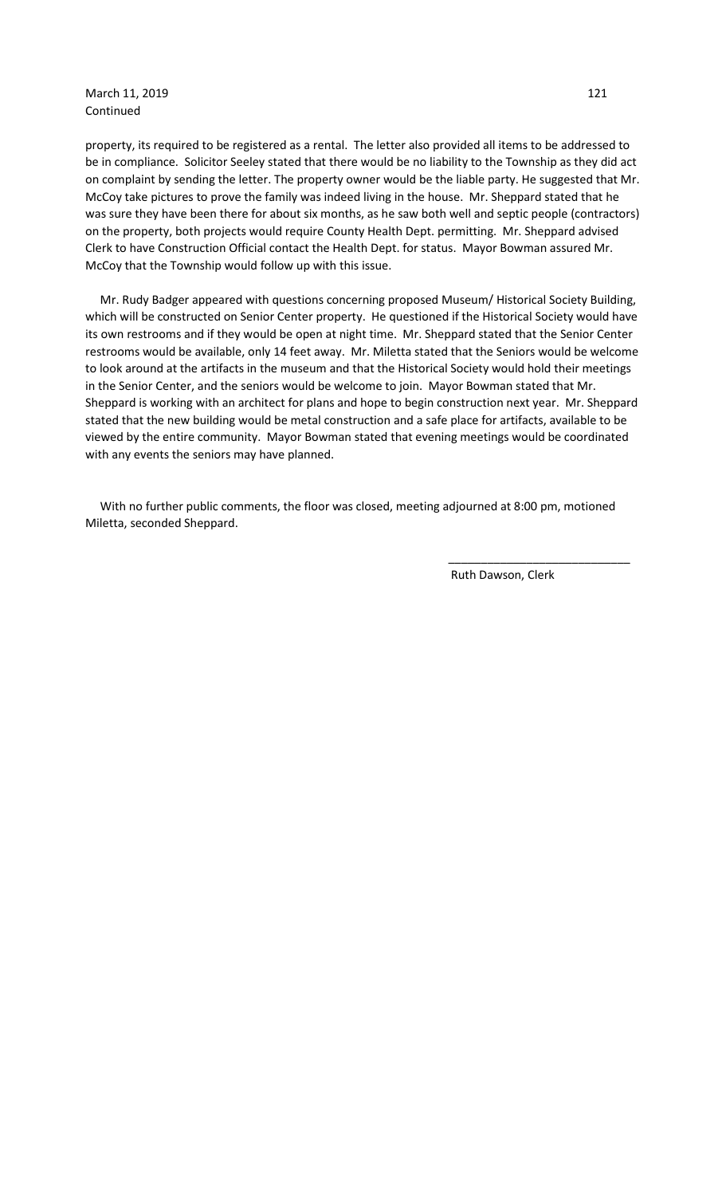property, its required to be registered as a rental. The letter also provided all items to be addressed to be in compliance. Solicitor Seeley stated that there would be no liability to the Township as they did act on complaint by sending the letter. The property owner would be the liable party. He suggested that Mr. McCoy take pictures to prove the family was indeed living in the house. Mr. Sheppard stated that he was sure they have been there for about six months, as he saw both well and septic people (contractors) on the property, both projects would require County Health Dept. permitting. Mr. Sheppard advised Clerk to have Construction Official contact the Health Dept. for status. Mayor Bowman assured Mr. McCoy that the Township would follow up with this issue.

Mr. Rudy Badger appeared with questions concerning proposed Museum/ Historical Society Building, which will be constructed on Senior Center property. He questioned if the Historical Society would have its own restrooms and if they would be open at night time. Mr. Sheppard stated that the Senior Center restrooms would be available, only 14 feet away. Mr. Miletta stated that the Seniors would be welcome to look around at the artifacts in the museum and that the Historical Society would hold their meetings in the Senior Center, and the seniors would be welcome to join. Mayor Bowman stated that Mr. Sheppard is working with an architect for plans and hope to begin construction next year. Mr. Sheppard stated that the new building would be metal construction and a safe place for artifacts, available to be viewed by the entire community. Mayor Bowman stated that evening meetings would be coordinated with any events the seniors may have planned.

With no further public comments, the floor was closed, meeting adjourned at 8:00 pm, motioned Miletta, seconded Sheppard.

\_\_\_\_\_\_\_\_\_\_\_\_\_\_\_\_\_\_\_\_\_\_\_\_\_\_\_\_\_

Ruth Dawson, Clerk